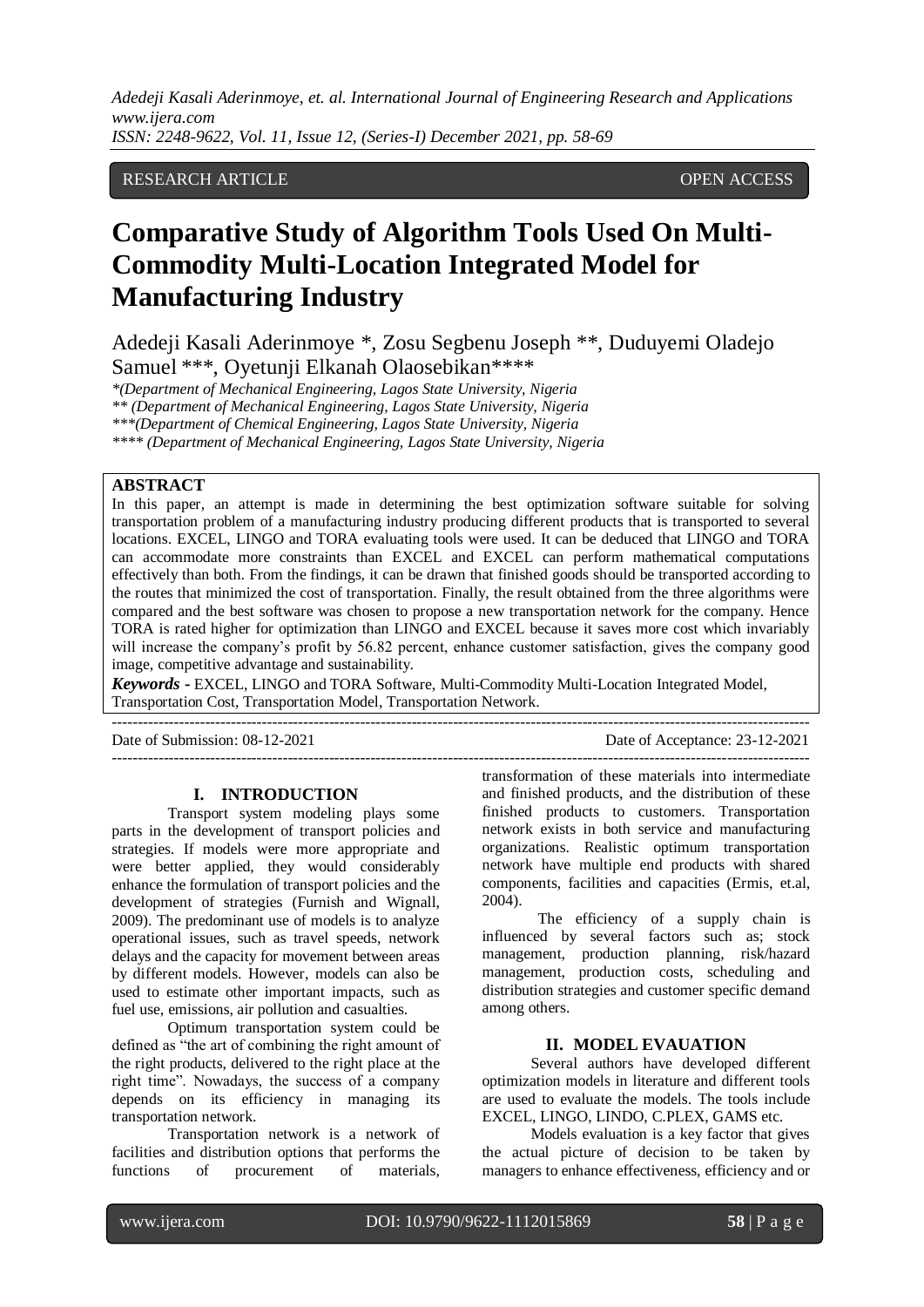RESEARCH ARTICLE OPEN ACCESS

# Comparative Study of Algorithm Tools Used On Multi-Commodity Multi-Location Integrated Model for Manufacturing Industry

Adedeji Kasali Aderinmoye *, Zosu Segbenu Joseph **, Duduyemi Oladejo Samuel ***, Oyetunji Elkanah Olaosebikan****

*(Department of Mechanical Engineering, Lagos State University, Nigeria
** (Department of Mechanical Engineering, Lagos State University, Nigeria
***(Department of Chemical Engineering, Lagos State University, Nigeria
**** (Department of Mechanical Engineering, Lagos State University, Nigeria

## ABSTRACT

In this paper, an attempt is made in determining the best optimization software suitable for solving transportation problem of a manufacturing industry producing different products that is transported to several locations. EXCEL, LINGO and TORA evaluating tools were used. It can be deduced that LINGO and TORA can accommodate more constraints than EXCEL and EXCEL can perform mathematical computations effectively than both. From the findings, it can be drawn that finished goods should be transported according to the routes that minimized the cost of transportation. Finally, the result obtained from the three algorithms were compared and the best software was chosen to propose a new transportation network for the company. Hence TORA is rated higher for optimization than LINGO and EXCEL because it saves more cost which invariably will increase the company's profit by 56.82 percent, enhance customer satisfaction, gives the company good image, competitive advantage and sustainability.

***Keywords*** **-** EXCEL, LINGO and TORA Software, Multi-Commodity Multi-Location Integrated Model, Transportation Cost, Transportation Model, Transportation Network.

Date of Submission: 08-12-2021 Date of Acceptance: 23-12-2021

## I. INTRODUCTION

Transport system modeling plays some parts in the development of transport policies and strategies. If models were more appropriate and were better applied, they would considerably enhance the formulation of transport policies and the development of strategies (Furnish and Wignall, 2009). The predominant use of models is to analyze operational issues, such as travel speeds, network delays and the capacity for movement between areas by different models. However, models can also be used to estimate other important impacts, such as fuel use, emissions, air pollution and casualties.

Optimum transportation system could be defined as "the art of combining the right amount of the right products, delivered to the right place at the right time". Nowadays, the success of a company depends on its efficiency in managing its transportation network.

Transportation network is a network of facilities and distribution options that performs the functions of procurement of materials, transformation of these materials into intermediate and finished products, and the distribution of these finished products to customers. Transportation network exists in both service and manufacturing organizations. Realistic optimum transportation network have multiple end products with shared components, facilities and capacities (Ermis, et.al, 2004).

The efficiency of a supply chain is influenced by several factors such as; stock management, production planning, risk/hazard management, production costs, scheduling and distribution strategies and customer specific demand among others.

## II. MODEL EVAUATION

Several authors have developed different optimization models in literature and different tools are used to evaluate the models. The tools include EXCEL, LINGO, LINDO, C.PLEX, GAMS etc.

Models evaluation is a key factor that gives the actual picture of decision to be taken by managers to enhance effectiveness, efficiency and or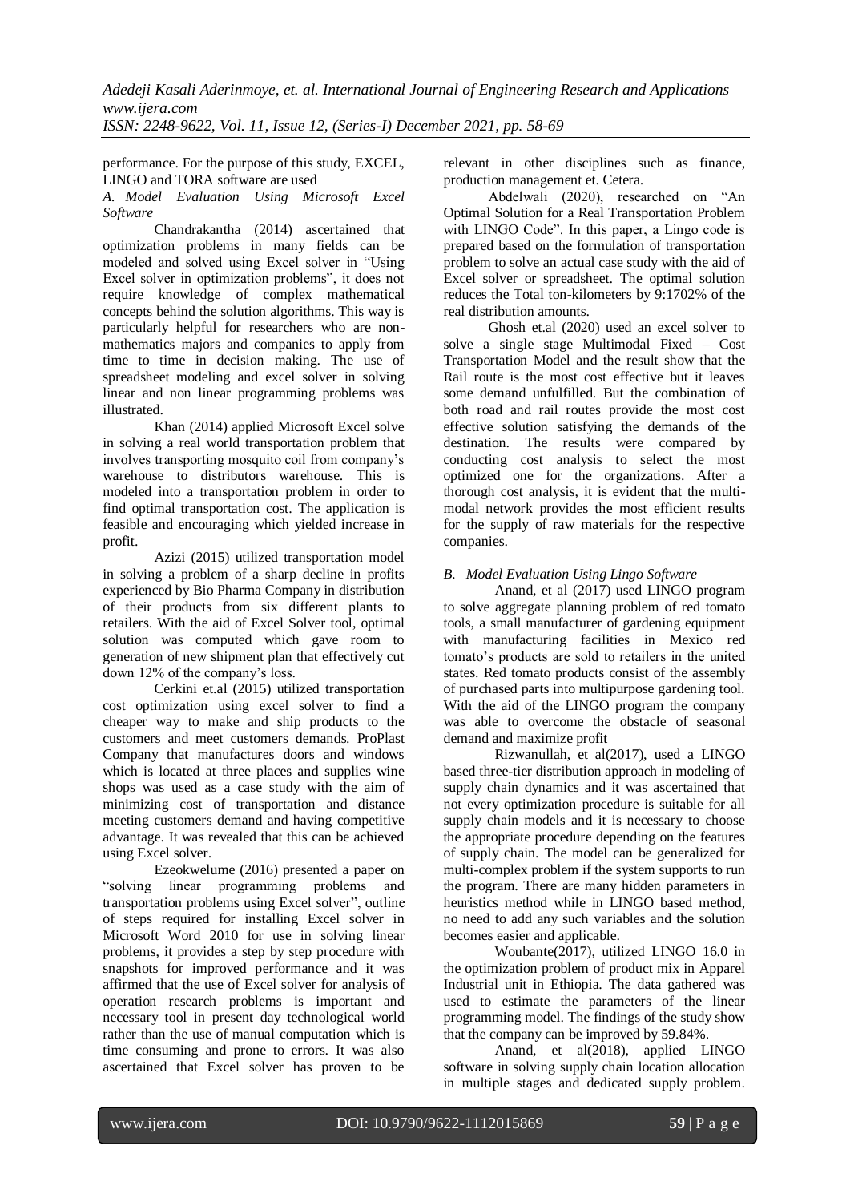performance. For the purpose of this study, EXCEL, LINGO and TORA software are used

*A. Model Evaluation Using Microsoft Excel Software*

Chandrakantha (2014) ascertained that optimization problems in many fields can be modeled and solved using Excel solver in "Using Excel solver in optimization problems", it does not require knowledge of complex mathematical concepts behind the solution algorithms. This way is particularly helpful for researchers who are non-mathematics majors and companies to apply from time to time in decision making. The use of spreadsheet modeling and excel solver in solving linear and non linear programming problems was illustrated.

Khan (2014) applied Microsoft Excel solve in solving a real world transportation problem that involves transporting mosquito coil from company's warehouse to distributors warehouse. This is modeled into a transportation problem in order to find optimal transportation cost. The application is feasible and encouraging which yielded increase in profit.

Azizi (2015) utilized transportation model in solving a problem of a sharp decline in profits experienced by Bio Pharma Company in distribution of their products from six different plants to retailers. With the aid of Excel Solver tool, optimal solution was computed which gave room to generation of new shipment plan that effectively cut down 12% of the company's loss.

Cerkini et.al (2015) utilized transportation cost optimization using excel solver to find a cheaper way to make and ship products to the customers and meet customers demands. ProPlast Company that manufactures doors and windows which is located at three places and supplies wine shops was used as a case study with the aim of minimizing cost of transportation and distance meeting customers demand and having competitive advantage. It was revealed that this can be achieved using Excel solver.

Ezeokwelume (2016) presented a paper on "solving linear programming problems and transportation problems using Excel solver", outline of steps required for installing Excel solver in Microsoft Word 2010 for use in solving linear problems, it provides a step by step procedure with snapshots for improved performance and it was affirmed that the use of Excel solver for analysis of operation research problems is important and necessary tool in present day technological world rather than the use of manual computation which is time consuming and prone to errors. It was also ascertained that Excel solver has proven to be relevant in other disciplines such as finance, production management et. Cetera.

Abdelwali (2020), researched on "An Optimal Solution for a Real Transportation Problem with LINGO Code". In this paper, a Lingo code is prepared based on the formulation of transportation problem to solve an actual case study with the aid of Excel solver or spreadsheet. The optimal solution reduces the Total ton-kilometers by 9:1702% of the real distribution amounts.

Ghosh et.al (2020) used an excel solver to solve a single stage Multimodal Fixed – Cost Transportation Model and the result show that the Rail route is the most cost effective but it leaves some demand unfulfilled. But the combination of both road and rail routes provide the most cost effective solution satisfying the demands of the destination. The results were compared by conducting cost analysis to select the most optimized one for the organizations. After a thorough cost analysis, it is evident that the multi-modal network provides the most efficient results for the supply of raw materials for the respective companies.

*B. Model Evaluation Using Lingo Software*

Anand, et al (2017) used LINGO program to solve aggregate planning problem of red tomato tools, a small manufacturer of gardening equipment with manufacturing facilities in Mexico red tomato's products are sold to retailers in the united states. Red tomato products consist of the assembly of purchased parts into multipurpose gardening tool. With the aid of the LINGO program the company was able to overcome the obstacle of seasonal demand and maximize profit

Rizwanullah, et al(2017), used a LINGO based three-tier distribution approach in modeling of supply chain dynamics and it was ascertained that not every optimization procedure is suitable for all supply chain models and it is necessary to choose the appropriate procedure depending on the features of supply chain. The model can be generalized for multi-complex problem if the system supports to run the program. There are many hidden parameters in heuristics method while in LINGO based method, no need to add any such variables and the solution becomes easier and applicable.

Woubante(2017), utilized LINGO 16.0 in the optimization problem of product mix in Apparel Industrial unit in Ethiopia. The data gathered was used to estimate the parameters of the linear programming model. The findings of the study show that the company can be improved by 59.84%.

Anand, et al(2018), applied LINGO software in solving supply chain location allocation in multiple stages and dedicated supply problem.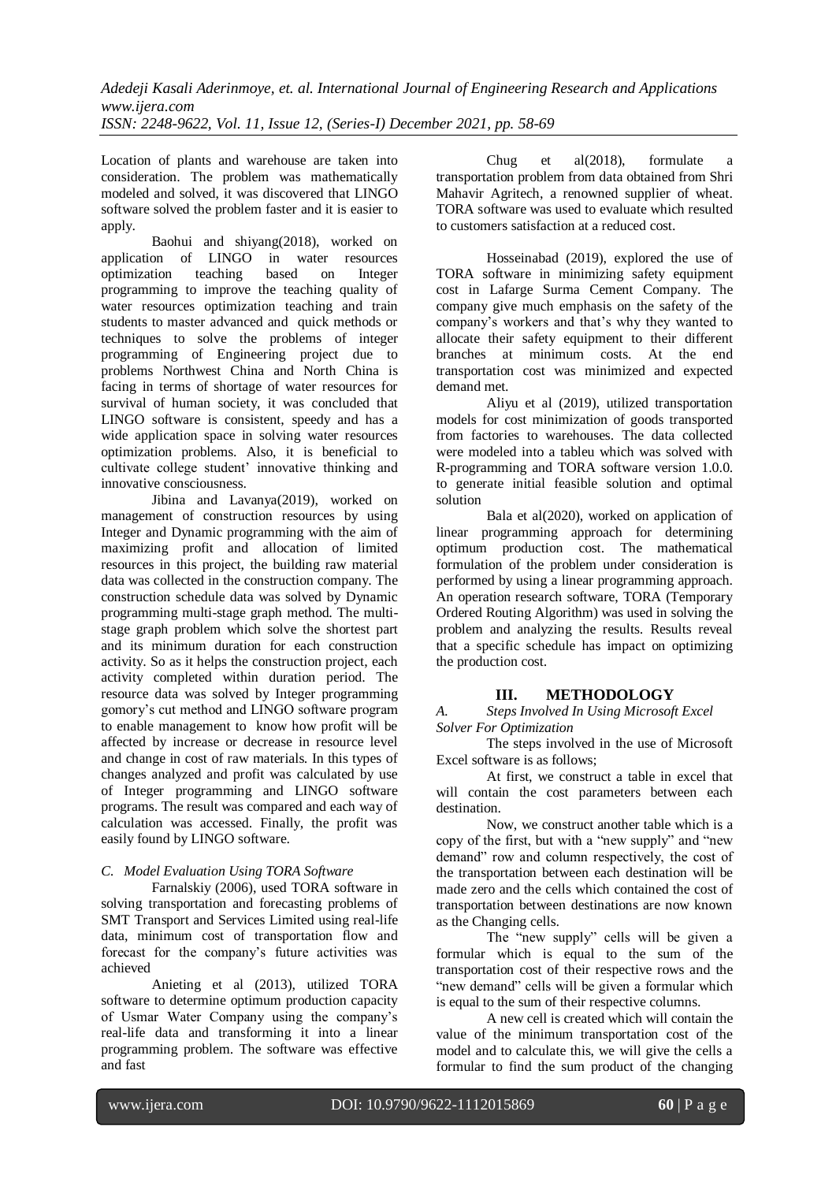Location of plants and warehouse are taken into consideration. The problem was mathematically modeled and solved, it was discovered that LINGO software solved the problem faster and it is easier to apply.

Baohui and shiyang(2018), worked on application of LINGO in water resources optimization teaching based on Integer programming to improve the teaching quality of water resources optimization teaching and train students to master advanced and quick methods or techniques to solve the problems of integer programming of Engineering project due to problems Northwest China and North China is facing in terms of shortage of water resources for survival of human society, it was concluded that LINGO software is consistent, speedy and has a wide application space in solving water resources optimization problems. Also, it is beneficial to cultivate college student' innovative thinking and innovative consciousness.

Jibina and Lavanya(2019), worked on management of construction resources by using Integer and Dynamic programming with the aim of maximizing profit and allocation of limited resources in this project, the building raw material data was collected in the construction company. The construction schedule data was solved by Dynamic programming multi-stage graph method. The multi-stage graph problem which solve the shortest part and its minimum duration for each construction activity. So as it helps the construction project, each activity completed within duration period. The resource data was solved by Integer programming gomory's cut method and LINGO software program to enable management to know how profit will be affected by increase or decrease in resource level and change in cost of raw materials. In this types of changes analyzed and profit was calculated by use of Integer programming and LINGO software programs. The result was compared and each way of calculation was accessed. Finally, the profit was easily found by LINGO software.

### *C. Model Evaluation Using TORA Software*

Farnalskiy (2006), used TORA software in solving transportation and forecasting problems of SMT Transport and Services Limited using real-life data, minimum cost of transportation flow and forecast for the company's future activities was achieved

Anieting et al (2013), utilized TORA software to determine optimum production capacity of Usmar Water Company using the company's real-life data and transforming it into a linear programming problem. The software was effective and fast

Chug et al(2018), formulate a transportation problem from data obtained from Shri Mahavir Agritech, a renowned supplier of wheat. TORA software was used to evaluate which resulted to customers satisfaction at a reduced cost.

Hosseinabad (2019), explored the use of TORA software in minimizing safety equipment cost in Lafarge Surma Cement Company. The company give much emphasis on the safety of the company's workers and that's why they wanted to allocate their safety equipment to their different branches at minimum costs. At the end transportation cost was minimized and expected demand met.

Aliyu et al (2019), utilized transportation models for cost minimization of goods transported from factories to warehouses. The data collected were modeled into a tableu which was solved with R-programming and TORA software version 1.0.0. to generate initial feasible solution and optimal solution

Bala et al(2020), worked on application of linear programming approach for determining optimum production cost. The mathematical formulation of the problem under consideration is performed by using a linear programming approach. An operation research software, TORA (Temporary Ordered Routing Algorithm) was used in solving the problem and analyzing the results. Results reveal that a specific schedule has impact on optimizing the production cost.

## III. METHODOLOGY

### *A. Steps Involved In Using Microsoft Excel Solver For Optimization*

The steps involved in the use of Microsoft Excel software is as follows;

At first, we construct a table in excel that will contain the cost parameters between each destination.

Now, we construct another table which is a copy of the first, but with a "new supply" and "new demand" row and column respectively, the cost of the transportation between each destination will be made zero and the cells which contained the cost of transportation between destinations are now known as the Changing cells.

The "new supply" cells will be given a formular which is equal to the sum of the transportation cost of their respective rows and the "new demand" cells will be given a formular which is equal to the sum of their respective columns.

A new cell is created which will contain the value of the minimum transportation cost of the model and to calculate this, we will give the cells a formular to find the sum product of the changing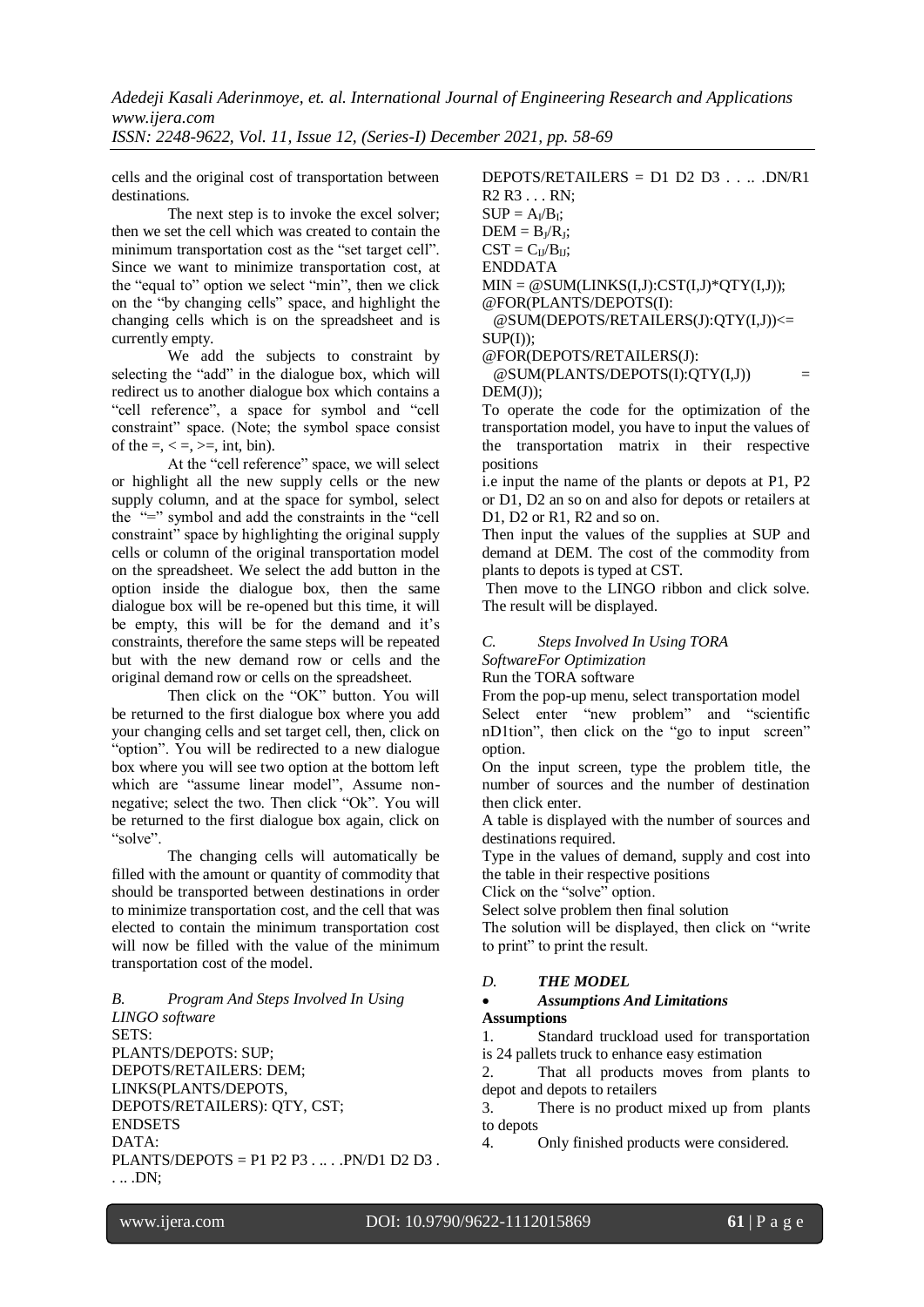cells and the original cost of transportation between destinations.

The next step is to invoke the excel solver; then we set the cell which was created to contain the minimum transportation cost as the "set target cell". Since we want to minimize transportation cost, at the "equal to" option we select "min", then we click on the "by changing cells" space, and highlight the changing cells which is on the spreadsheet and is currently empty.

We add the subjects to constraint by selecting the "add" in the dialogue box, which will redirect us to another dialogue box which contains a "cell reference", a space for symbol and "cell constraint" space. (Note; the symbol space consist of the =, < =, >=, int, bin).

At the "cell reference" space, we will select or highlight all the new supply cells or the new supply column, and at the space for symbol, select the "=" symbol and add the constraints in the "cell constraint" space by highlighting the original supply cells or column of the original transportation model on the spreadsheet. We select the add button in the option inside the dialogue box, then the same dialogue box will be re-opened but this time, it will be empty, this will be for the demand and it's constraints, therefore the same steps will be repeated but with the new demand row or cells and the original demand row or cells on the spreadsheet.

Then click on the "OK" button. You will be returned to the first dialogue box where you add your changing cells and set target cell, then, click on "option". You will be redirected to a new dialogue box where you will see two option at the bottom left which are "assume linear model", Assume non-negative; select the two. Then click "Ok". You will be returned to the first dialogue box again, click on "solve".

The changing cells will automatically be filled with the amount or quantity of commodity that should be transported between destinations in order to minimize transportation cost, and the cell that was elected to contain the minimum transportation cost will now be filled with the value of the minimum transportation cost of the model.

### *B. Program And Steps Involved In Using LINGO software*

```
SETS:
PLANTS/DEPOTS: SUP;
DEPOTS/RETAILERS: DEM;
LINKS(PLANTS/DEPOTS,
DEPOTS/RETAILERS): QTY, CST;
ENDSETS
DATA:
PLANTS/DEPOTS = P1 P2 P3 . .. . .PN/D1 D2 D3 .
. .. .DN;
DEPOTS/RETAILERS = D1 D2 D3 . . .. .DN/R1
R2 R3 . . . RN;
SUP = AI/BI;
DEM = BJ/RJ;
CST = CIJ/BIJ;
ENDDATA
MIN = @SUM(LINKS(I,J):CST(I,J)*QTY(I,J));
@FOR(PLANTS/DEPOTS(I):
  @SUM(DEPOTS/RETAILERS(J):QTY(I,J))<=
SUP(I));
@FOR(DEPOTS/RETAILERS(J):
  @SUM(PLANTS/DEPOTS(I):QTY(I,J))          =
DEM(J));
```

To operate the code for the optimization of the transportation model, you have to input the values of the transportation matrix in their respective positions

i.e input the name of the plants or depots at P1, P2 or D1, D2 an so on and also for depots or retailers at D1, D2 or R1, R2 and so on.

Then input the values of the supplies at SUP and demand at DEM. The cost of the commodity from plants to depots is typed at CST.

Then move to the LINGO ribbon and click solve. The result will be displayed.

### *C. Steps Involved In Using TORA SoftwareFor Optimization*

Run the TORA software

From the pop-up menu, select transportation model

Select enter "new problem" and "scientific nD1tion", then click on the "go to input screen" option.

On the input screen, type the problem title, the number of sources and the number of destination then click enter.

A table is displayed with the number of sources and destinations required.

Type in the values of demand, supply and cost into the table in their respective positions

Click on the "solve" option.

Select solve problem then final solution

The solution will be displayed, then click on "write to print" to print the result.

### *D. THE MODEL*

- ***Assumptions And Limitations***

**Assumptions**

1. Standard truckload used for transportation is 24 pallets truck to enhance easy estimation
2. That all products moves from plants to depot and depots to retailers
3. There is no product mixed up from plants to depots
4. Only finished products were considered.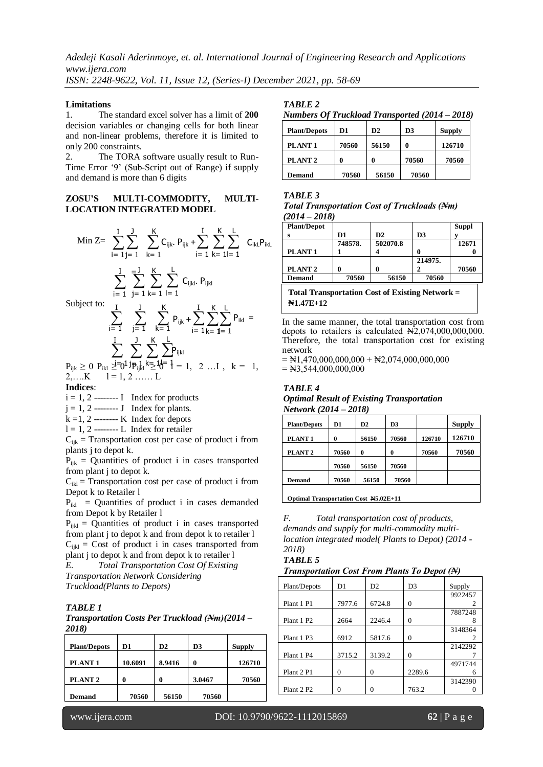**Limitations**

1. The standard excel solver has a limit of **200** decision variables or changing cells for both linear and non-linear problems, therefore it is limited to only 200 constraints.
2. The TORA software usually result to Run-Time Error '9' (Sub-Script out of Range) if supply and demand is more than 6 digits

**ZOSU'S MULTI-COMMODITY, MULTI-LOCATION INTEGRATED MODEL**

$$\text{Min } Z = \sum_{i=1}^{I}\sum_{j=1}^{J}\sum_{k=1}^{K} C_{ijk}.P_{ijk} + \sum_{i=1}^{I}\sum_{k=1}^{K}\sum_{l=1}^{L} C_{ikL}P_{ikL}$$

$$\sum_{i=1}^{I}\sum_{j=1}^{J}\sum_{k=1}^{K}\sum_{l=1}^{L} C_{ijkl}.P_{ijkl}$$

Subject to:

$$\sum_{i=1}^{I}\sum_{j=1}^{J}\sum_{k=1}^{K} P_{ijk} + \sum_{i=1}^{I}\sum_{k=1}^{K}\sum_{l=1}^{L} P_{ikl} = \sum_{i=1}^{I}\sum_{j=1}^{J}\sum_{k=1}^{K}\sum_{l=1}^{L} P_{ijkl}$$

$P_{ijk} \geq 0$ $P_{ikl} \geq 0$ $P_{ijkl} \geq 0$ $i = 1, 2 \ldots I$, $k = 1, 2, \ldots K$ $l = 1, 2 \ldots L$

**Indices**:

$i = 1, 2$ -------- I Index for products

$j = 1, 2$ -------- J Index for plants.

$k = 1, 2$ -------- K Index for depots

$l = 1, 2$ -------- L Index for retailer

$C_{ijk}$ = Transportation cost per case of product i from plants j to depot k.

$P_{ijk}$ = Quantities of product i in cases transported from plant j to depot k.

$C_{ikl}$ = Transportation cost per case of product i from Depot k to Retailer l

$P_{ikl}$ = Quantities of product i in cases demanded from Depot k by Retailer l

$P_{ijkl}$ = Quantities of product i in cases transported from plant j to depot k and from depot k to retailer l

$C_{ijkl}$ = Cost of product i in cases transported from plant j to depot k and from depot k to retailer l

*E. Total Transportation Cost Of Existing Transportation Network Considering Truckload(Plants to Depots)*

***TABLE 1***

***Transportation Costs Per Truckload (₦m)(2014 – 2018)***

| **Plant/Depots** | **D1** | **D2** | **D3** | **Supply** |
|---|---|---|---|---|
| **PLANT 1** | **10.6091** | **8.9416** | **0** | **126710** |
| **PLANT 2** | **0** | **0** | **3.0467** | **70560** |
| **Demand** | **70560** | **56150** | **70560** | |

***TABLE 2***

***Numbers Of Truckload Transported (2014 – 2018)***

| **Plant/Depots** | **D1** | **D2** | **D3** | **Supply** |
|---|---|---|---|---|
| **PLANT 1** | **70560** | **56150** | **0** | **126710** |
| **PLANT 2** | **0** | **0** | **70560** | **70560** |
| **Demand** | **70560** | **56150** | **70560** | |

***TABLE 3***

***Total Transportation Cost of Truckloads (₦m) (2014 – 2018)***

| **Plant/Depots** | **D1** | **D2** | **D3** | **Supply** |
|---|---|---|---|---|
| **PLANT 1** | **748578.1** | **502070.84** | **0** | **126710** |
| **PLANT 2** | **0** | **0** | **214975.2** | **70560** |
| **Demand** | **70560** | **56150** | **70560** | |

**Total Transportation Cost of Existing Network = ₦1.47E+12**

In the same manner, the total transportation cost from depots to retailers is calculated ₦2,074,000,000,000. Therefore, the total transportation cost for existing network

= ₦1,470,000,000,000 + ₦2,074,000,000,000

= ₦3,544,000,000,000

***TABLE 4***

***Optimal Result of Existing Transportation Network (2014 – 2018)***

| **Plant/Depots** | **D1** | **D2** | **D3** | | **Supply** |
|---|---|---|---|---|---|
| **PLANT 1** | **0** | **56150** | **70560** | **126710** | **126710** |
| **PLANT 2** | **70560** | **0** | **0** | **70560** | **70560** |
| | **70560** | **56150** | **70560** | | |
| **Demand** | **70560** | **56150** | **70560** | | |
| **Optimal Transportation Cost ₦5.02E+11** | | | | | |

*F. Total transportation cost of products, demands and supply for multi-commodity multi-location integrated model( Plants to Depot) (2014 - 2018)*

***TABLE 5***

***Transportation Cost From Plants To Depot (₦)***

| Plant/Depots | D1 | D2 | D3 | Supply |
|---|---|---|---|---|
| Plant 1 P1 | 7977.6 | 6724.8 | 0 | 99224572 |
| Plant 1 P2 | 2664 | 2246.4 | 0 | 78872488 |
| Plant 1 P3 | 6912 | 5817.6 | 0 | 31483642 |
| Plant 1 P4 | 3715.2 | 3139.2 | 0 | 21422927 |
| Plant 2 P1 | 0 | 0 | 2289.6 | 49717446 |
| Plant 2 P2 | 0 | 0 | 763.2 | 31423900 |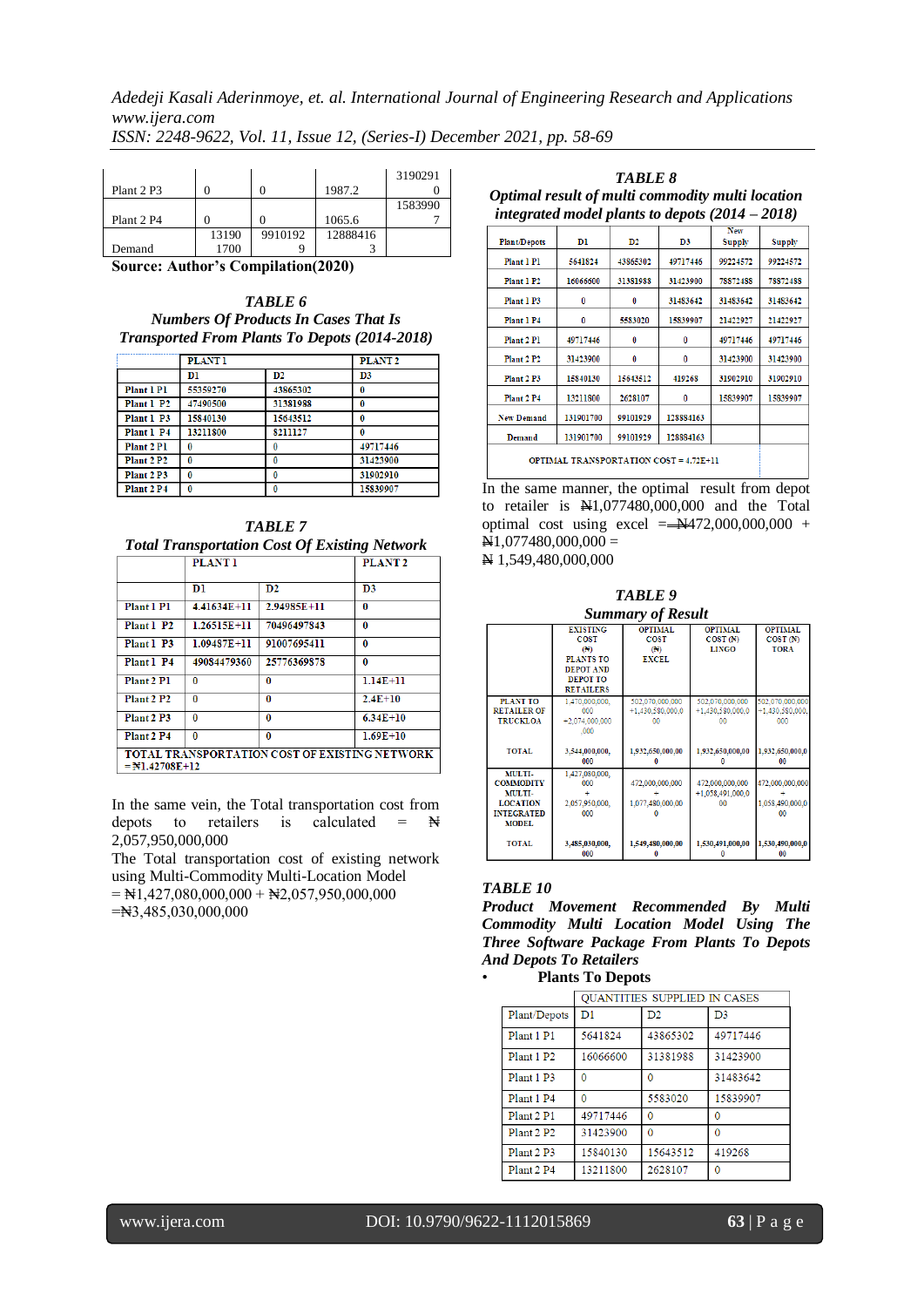| Plant 2 P3 | 0 | 0 | 1987.2 | 31902910 |
|---|---|---|---|---|
| Plant 2 P4 | 0 | 0 | 1065.6 | 15839907 |
| Demand | 131901700 | 99101929 | 128884163 | |

**Source: Author's Compilation(2020)**

***TABLE 6***
***Numbers Of Products In Cases That Is Transported From Plants To Depots (2014-2018)***

| | PLANT 1 | | PLANT 2 |
|---|---|---|---|
| | D1 | D2 | D3 |
| Plant 1 P1 | 55359270 | 43865302 | 0 |
| Plant 1 P2 | 47490500 | 31381988 | 0 |
| Plant 1 P3 | 15840130 | 15643512 | 0 |
| Plant 1 P4 | 13211800 | 8211127 | 0 |
| Plant 2 P1 | 0 | 0 | 49717446 |
| Plant 2 P2 | 0 | 0 | 31423900 |
| Plant 2 P3 | 0 | 0 | 31902910 |
| Plant 2 P4 | 0 | 0 | 15839907 |

***TABLE 7***
***Total Transportation Cost Of Existing Network***

| | PLANT 1 | | PLANT 2 |
|---|---|---|---|
| | D1 | D2 | D3 |
| Plant 1 P1 | 4.41634E+11 | 2.94985E+11 | 0 |
| Plant 1 P2 | 1.26515E+11 | 70496497843 | 0 |
| Plant 1 P3 | 1.09487E+11 | 91007695411 | 0 |
| Plant 1 P4 | 49084479360 | 25776369878 | 0 |
| Plant 2 P1 | 0 | 0 | 1.14E+11 |
| Plant 2 P2 | 0 | 0 | 2.4E+10 |
| Plant 2 P3 | 0 | 0 | 6.34E+10 |
| Plant 2 P4 | 0 | 0 | 1.69E+10 |
| TOTAL TRANSPORTATION COST OF EXISTING NETWORK =₦1.42708E+12 | | | |

In the same vein, the Total transportation cost from depots to retailers is calculated = ₦ 2,057,950,000,000

The Total transportation cost of existing network using Multi-Commodity Multi-Location Model = ₦1,427,080,000,000 + ₦2,057,950,000,000 =₦3,485,030,000,000

***TABLE 8***
***Optimal result of multi commodity multi location integrated model plants to depots (2014 – 2018)***

| Plant/Depots | D1 | D2 | D3 | New Supply | Supply |
|---|---|---|---|---|---|
| Plant 1 P1 | 5641824 | 43865302 | 49717446 | 99224572 | 99224572 |
| Plant 1 P2 | 16066600 | 31381988 | 31423900 | 78872488 | 78872488 |
| Plant 1 P3 | 0 | 0 | 31483642 | 31483642 | 31483642 |
| Plant 1 P4 | 0 | 5583020 | 15839907 | 21422927 | 21422927 |
| Plant 2 P1 | 49717446 | 0 | 0 | 49717446 | 49717446 |
| Plant 2 P2 | 31423900 | 0 | 0 | 31423900 | 31423900 |
| Plant 2 P3 | 15840130 | 15643512 | 419268 | 31902910 | 31902910 |
| Plant 2 P4 | 13211800 | 2628107 | 0 | 15839907 | 15839907 |
| New Demand | 131901700 | 99101929 | 128884163 | | |
| Demand | 131901700 | 99101929 | 128884163 | | |
| OPTIMAL TRANSPORTATION COST = 4.72E+11 | | | | | |

In the same manner, the optimal result from depot to retailer is ₦1,077480,000,000 and the Total optimal cost using excel = ₦472,000,000,000 + ₦1,077480,000,000 = ₦ 1,549,480,000,000

***TABLE 9***
***Summary of Result***

| | EXISTING COST (₦) PLANTS TO DEPOT AND DEPOT TO RETAILERS | OPTIMAL COST (₦) EXCEL | OPTIMAL COST (₦) LINGO | OPTIMAL COST (₦) TORA |
|---|---|---|---|---|
| PLANT TO RETAILER OF TRUCKLOA | 1,470,000,000,000 +2,074,000,000,000 | 502,070,000,000 +1,430,580,000,000 | 502,070,000,000 +1,430,580,000,000 | 502,070,000,000 +1,430,580,000,000 |
| TOTAL | 3,544,000,000,000 | 1,932,650,000,000 | 1,932,650,000,000 | 1,932,650,000,000 |
| MULTI-COMMODITY MULTI-LOCATION INTEGRATED MODEL | 1,427,080,000,000 + 2,057,950,000,000 | 472,000,000,000 + 1,077,480,000,000 | 472,000,000,000 +1,058,491,000,000 | 472,000,000,000 + 1,058,490,000,000 |
| TOTAL | 3,485,030,000,000 | 1,549,480,000,000 | 1,530,491,000,000 | 1,530,490,000,000 |

***TABLE 10***
***Product Movement Recommended By Multi Commodity Multi Location Model Using The Three Software Package From Plants To Depots And Depots To Retailers***

- **Plants To Depots**

| | QUANTITIES SUPPLIED IN CASES | | |
|---|---|---|---|
| Plant/Depots | D1 | D2 | D3 |
| Plant 1 P1 | 5641824 | 43865302 | 49717446 |
| Plant 1 P2 | 16066600 | 31381988 | 31423900 |
| Plant 1 P3 | 0 | 0 | 31483642 |
| Plant 1 P4 | 0 | 5583020 | 15839907 |
| Plant 2 P1 | 49717446 | 0 | 0 |
| Plant 2 P2 | 31423900 | 0 | 0 |
| Plant 2 P3 | 15840130 | 15643512 | 419268 |
| Plant 2 P4 | 13211800 | 2628107 | 0 |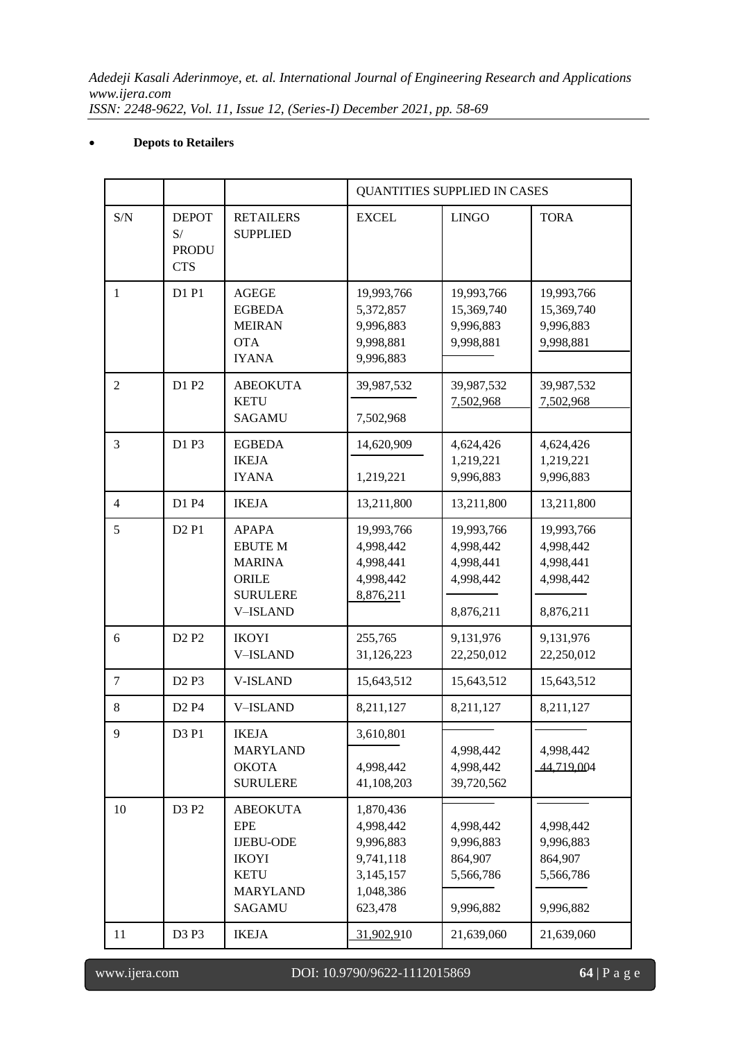- **Depots to Retailers**

| | | | QUANTITIES SUPPLIED IN CASES | | |
|---|---|---|---|---|---|
| S/N | DEPOTS/ PRODUCTS | RETAILERS SUPPLIED | EXCEL | LINGO | TORA |
| 1 | D1 P1 | AGEGE | 19,993,766 | 19,993,766 | 19,993,766 |
| | | EGBEDA | 5,372,857 | 15,369,740 | 15,369,740 |
| | | MEIRAN | 9,996,883 | 9,996,883 | 9,996,883 |
| | | OTA | 9,998,881 | 9,998,881 | 9,998,881 |
| | | IYANA | 9,996,883 | | |
| 2 | D1 P2 | ABEOKUTA | 39,987,532 | 39,987,532 | 39,987,532 |
| | | KETU | | 7,502,968 | 7,502,968 |
| | | SAGAMU | 7,502,968 | | |
| 3 | D1 P3 | EGBEDA | 14,620,909 | 4,624,426 | 4,624,426 |
| | | IKEJA | | 1,219,221 | 1,219,221 |
| | | IYANA | 1,219,221 | 9,996,883 | 9,996,883 |
| 4 | D1 P4 | IKEJA | 13,211,800 | 13,211,800 | 13,211,800 |
| 5 | D2 P1 | APAPA | 19,993,766 | 19,993,766 | 19,993,766 |
| | | EBUTE M | 4,998,442 | 4,998,442 | 4,998,442 |
| | | MARINA | 4,998,441 | 4,998,441 | 4,998,441 |
| | | ORILE | 4,998,442 | 4,998,442 | 4,998,442 |
| | | SURULERE | 8,876,211 | | |
| | | V–ISLAND | | 8,876,211 | 8,876,211 |
| 6 | D2 P2 | IKOYI | 255,765 | 9,131,976 | 9,131,976 |
| | | V–ISLAND | 31,126,223 | 22,250,012 | 22,250,012 |
| 7 | D2 P3 | V-ISLAND | 15,643,512 | 15,643,512 | 15,643,512 |
| 8 | D2 P4 | V–ISLAND | 8,211,127 | 8,211,127 | 8,211,127 |
| 9 | D3 P1 | IKEJA | 3,610,801 | | |
| | | MARYLAND | | 4,998,442 | 4,998,442 |
| | | OKOTA | 4,998,442 | 4,998,442 | 44,719,004 |
| | | SURULERE | 41,108,203 | 39,720,562 | |
| 10 | D3 P2 | ABEOKUTA | 1,870,436 | | |
| | | EPE | 4,998,442 | 4,998,442 | 4,998,442 |
| | | IJEBU-ODE | 9,996,883 | 9,996,883 | 9,996,883 |
| | | IKOYI | 9,741,118 | 864,907 | 864,907 |
| | | KETU | 3,145,157 | 5,566,786 | 5,566,786 |
| | | MARYLAND | 1,048,386 | | |
| | | SAGAMU | 623,478 | 9,996,882 | 9,996,882 |
| 11 | D3 P3 | IKEJA | 31,902,910 | 21,639,060 | 21,639,060 |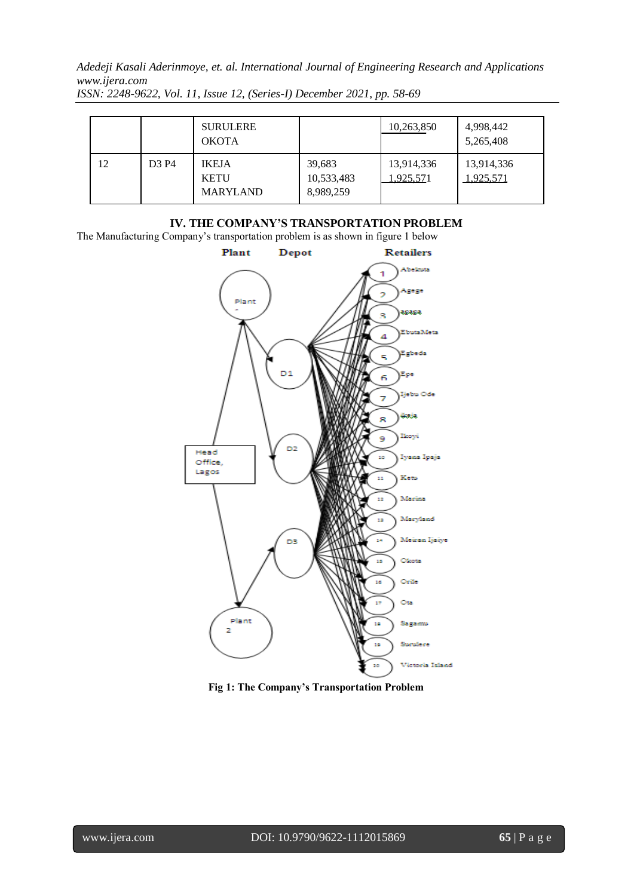|  |  | SURULERE<br>OKOTA |  | 10,263,850 | 4,998,442<br>5,265,408 |
|---|---|---|---|---|---|
| 12 | D3 P4 | IKEJA<br>KETU<br>MARYLAND | 39,683<br>10,533,483<br>8,989,259 | 13,914,336<br>1,925,571 | 13,914,336<br>1,925,571 |

## IV. THE COMPANY'S TRANSPORTATION PROBLEM

The Manufacturing Company's transportation problem is as shown in figure 1 below

**Fig 1: The Company's Transportation Problem**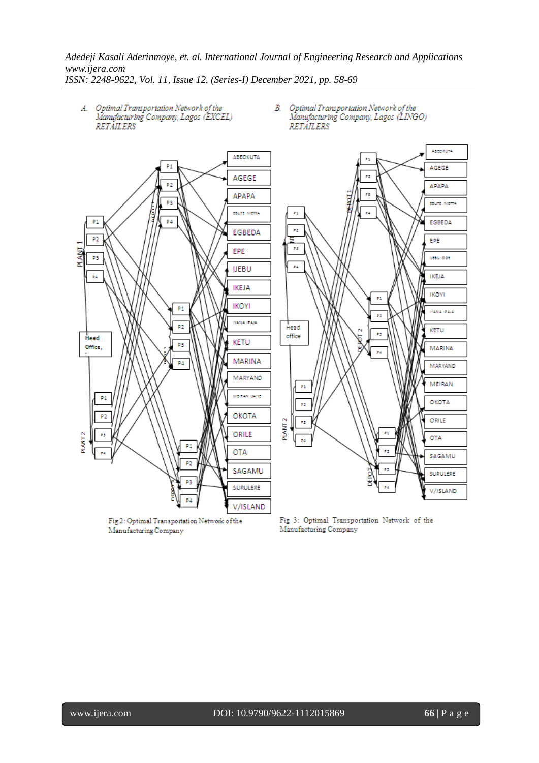A. *Optimal Transportation Network of the Manufacturing Company, Lagos (EXCEL) RETAILERS*

B. *Optimal Transportation Network of the Manufacturing Company, Lagos (LINGO) RETAILERS*

Fig 2: Optimal Transportation Network of the Manufacturing Company

Fig 3: Optimal Transportation Network of the Manufacturing Company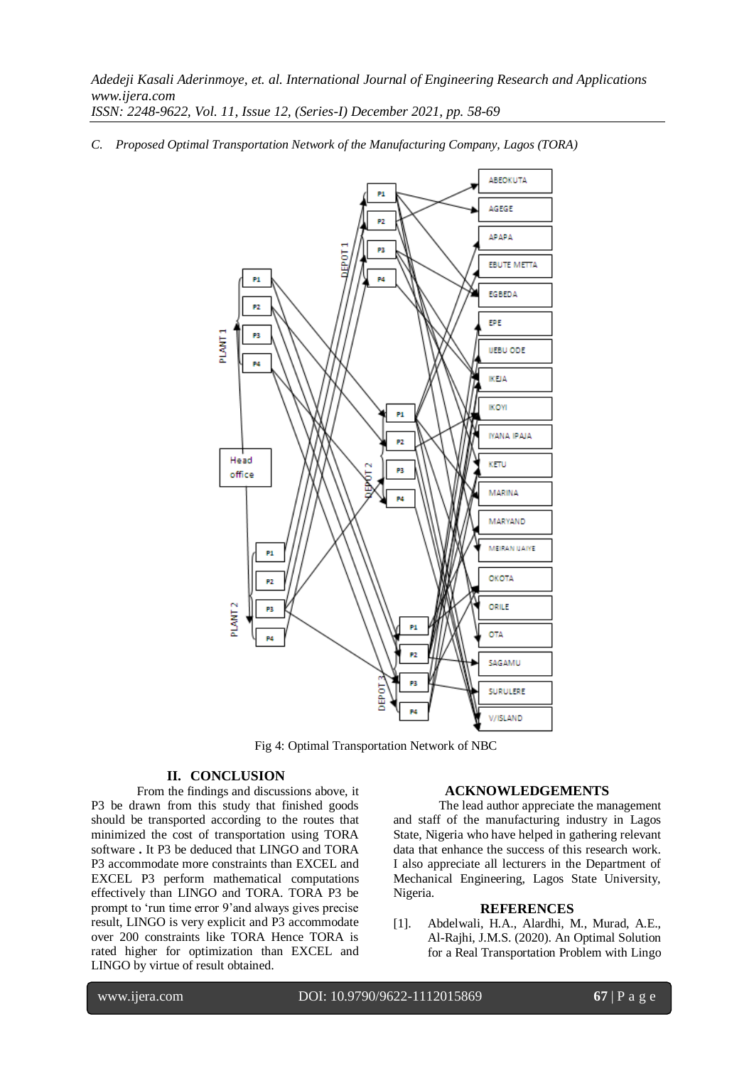*C. Proposed Optimal Transportation Network of the Manufacturing Company, Lagos (TORA)*

Fig 4: Optimal Transportation Network of NBC

## II. CONCLUSION

From the findings and discussions above, it P3 be drawn from this study that finished goods should be transported according to the routes that minimized the cost of transportation using TORA software **.** It P3 be deduced that LINGO and TORA P3 accommodate more constraints than EXCEL and EXCEL P3 perform mathematical computations effectively than LINGO and TORA. TORA P3 be prompt to 'run time error 9'and always gives precise result, LINGO is very explicit and P3 accommodate over 200 constraints like TORA Hence TORA is rated higher for optimization than EXCEL and LINGO by virtue of result obtained.

## ACKNOWLEDGEMENTS

The lead author appreciate the management and staff of the manufacturing industry in Lagos State, Nigeria who have helped in gathering relevant data that enhance the success of this research work. I also appreciate all lecturers in the Department of Mechanical Engineering, Lagos State University, Nigeria.

## REFERENCES

[1]. Abdelwali, H.A., Alardhi, M., Murad, A.E., Al-Rajhi, J.M.S. (2020). An Optimal Solution for a Real Transportation Problem with Lingo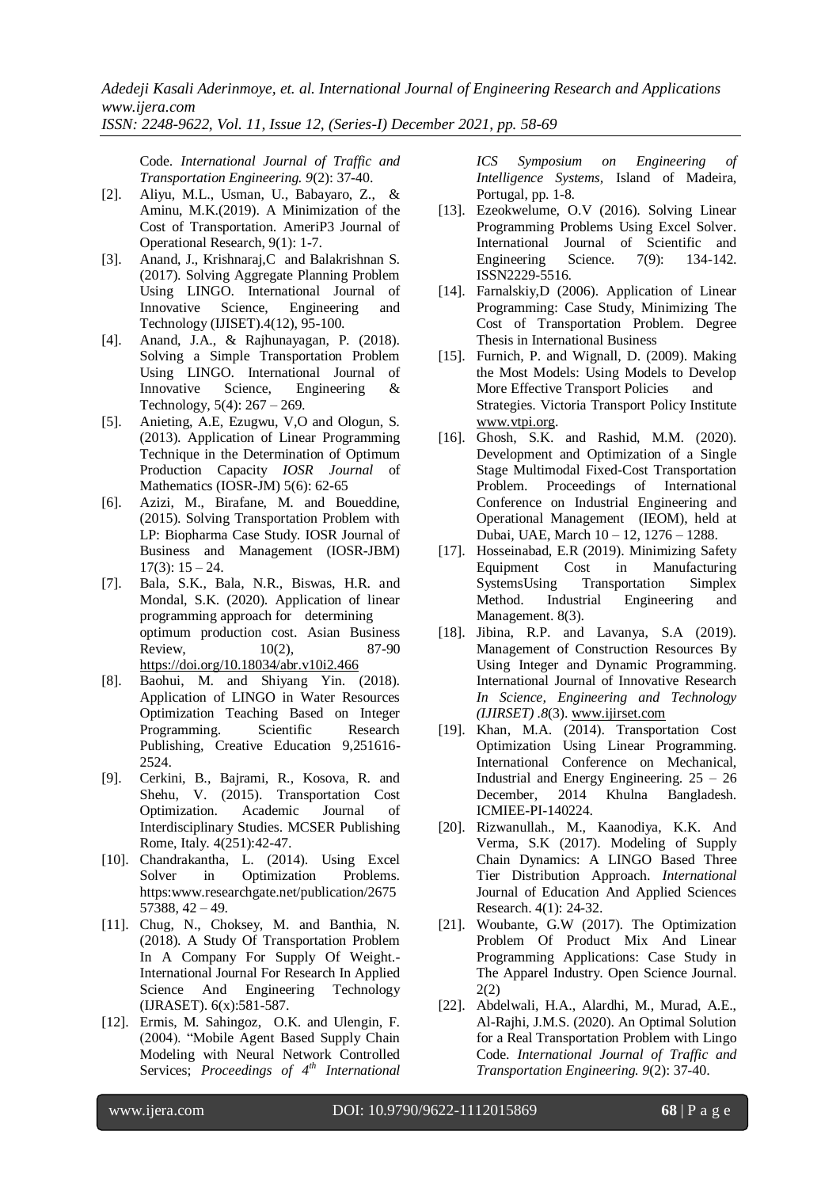Code. *International Journal of Traffic and Transportation Engineering. 9*(2): 37-40.

[2]. Aliyu, M.L., Usman, U., Babayaro, Z., & Aminu, M.K.(2019). A Minimization of the Cost of Transportation. AmeriP3 Journal of Operational Research, 9(1): 1-7.

[3]. Anand, J., Krishnaraj,C and Balakrishnan S. (2017). Solving Aggregate Planning Problem Using LINGO. International Journal of Innovative Science, Engineering and Technology (IJISET).4(12), 95-100.

[4]. Anand, J.A., & Rajhunayagan, P. (2018). Solving a Simple Transportation Problem Using LINGO. International Journal of Innovative Science, Engineering & Technology, 5(4): 267 – 269.

[5]. Anieting, A.E, Ezugwu, V,O and Ologun, S. (2013). Application of Linear Programming Technique in the Determination of Optimum Production Capacity *IOSR Journal* of Mathematics (IOSR-JM) 5(6): 62-65

[6]. Azizi, M., Birafane, M. and Boueddine, (2015). Solving Transportation Problem with LP: Biopharma Case Study. IOSR Journal of Business and Management (IOSR-JBM) 17(3): 15 – 24.

[7]. Bala, S.K., Bala, N.R., Biswas, H.R. and Mondal, S.K. (2020). Application of linear programming approach for determining optimum production cost. Asian Business Review, 10(2), 87-90 https://doi.org/10.18034/abr.v10i2.466

[8]. Baohui, M. and Shiyang Yin. (2018). Application of LINGO in Water Resources Optimization Teaching Based on Integer Programming. Scientific Research Publishing, Creative Education 9,251616-2524.

[9]. Cerkini, B., Bajrami, R., Kosova, R. and Shehu, V. (2015). Transportation Cost Optimization. Academic Journal of Interdisciplinary Studies. MCSER Publishing Rome, Italy. 4(251):42-47.

[10]. Chandrakantha, L. (2014). Using Excel Solver in Optimization Problems. https:www.researchgate.net/publication/2675 57388, 42 – 49.

[11]. Chug, N., Choksey, M. and Banthia, N. (2018). A Study Of Transportation Problem In A Company For Supply Of Weight.- International Journal For Research In Applied Science And Engineering Technology (IJRASET). 6(x):581-587.

[12]. Ermis, M. Sahingoz, O.K. and Ulengin, F. (2004). "Mobile Agent Based Supply Chain Modeling with Neural Network Controlled Services; *Proceedings of 4th International ICS Symposium on Engineering of Intelligence Systems*, Island of Madeira, Portugal, pp. 1-8.

[13]. Ezeokwelume, O.V (2016). Solving Linear Programming Problems Using Excel Solver. International Journal of Scientific and Engineering Science. 7(9): 134-142. ISSN2229-5516.

[14]. Farnalskiy,D (2006). Application of Linear Programming: Case Study, Minimizing The Cost of Transportation Problem. Degree Thesis in International Business

[15]. Furnich, P. and Wignall, D. (2009). Making the Most Models: Using Models to Develop More Effective Transport Policies and Strategies. Victoria Transport Policy Institute www.vtpi.org.

[16]. Ghosh, S.K. and Rashid, M.M. (2020). Development and Optimization of a Single Stage Multimodal Fixed-Cost Transportation Problem. Proceedings of International Conference on Industrial Engineering and Operational Management (IEOM), held at Dubai, UAE, March 10 – 12, 1276 – 1288.

[17]. Hosseinabad, E.R (2019). Minimizing Safety Equipment Cost in Manufacturing SystemsUsing Transportation Simplex Method. Industrial Engineering and Management. 8(3).

[18]. Jibina, R.P. and Lavanya, S.A (2019). Management of Construction Resources By Using Integer and Dynamic Programming. International Journal of Innovative Research *In Science, Engineering and Technology (IJIRSET) .8*(3). www.ijirset.com

[19]. Khan, M.A. (2014). Transportation Cost Optimization Using Linear Programming. International Conference on Mechanical, Industrial and Energy Engineering. 25 – 26 December, 2014 Khulna Bangladesh. ICMIEE-PI-140224.

[20]. Rizwanullah., M., Kaanodiya, K.K. And Verma, S.K (2017). Modeling of Supply Chain Dynamics: A LINGO Based Three Tier Distribution Approach. *International* Journal of Education And Applied Sciences Research. 4(1): 24-32.

[21]. Woubante, G.W (2017). The Optimization Problem Of Product Mix And Linear Programming Applications: Case Study in The Apparel Industry. Open Science Journal. 2(2)

[22]. Abdelwali, H.A., Alardhi, M., Murad, A.E., Al-Rajhi, J.M.S. (2020). An Optimal Solution for a Real Transportation Problem with Lingo Code. *International Journal of Traffic and Transportation Engineering. 9*(2): 37-40.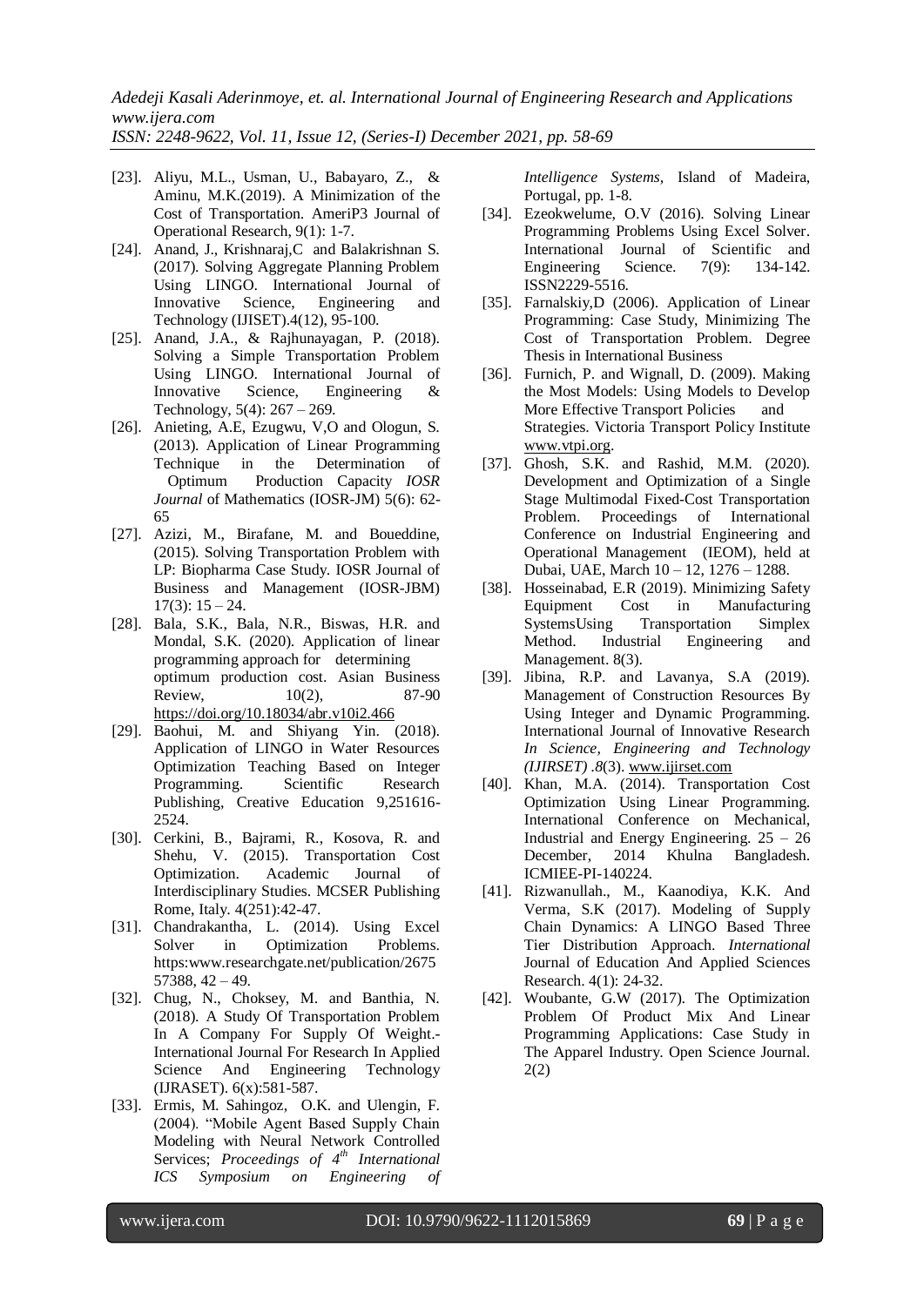[23]. Aliyu, M.L., Usman, U., Babayaro, Z., & Aminu, M.K.(2019). A Minimization of the Cost of Transportation. AmeriP3 Journal of Operational Research, 9(1): 1-7.

[24]. Anand, J., Krishnaraj,C and Balakrishnan S. (2017). Solving Aggregate Planning Problem Using LINGO. International Journal of Innovative Science, Engineering and Technology (IJISET).4(12), 95-100.

[25]. Anand, J.A., & Rajhunayagan, P. (2018). Solving a Simple Transportation Problem Using LINGO. International Journal of Innovative Science, Engineering & Technology, 5(4): 267 – 269.

[26]. Anieting, A.E, Ezugwu, V,O and Ologun, S. (2013). Application of Linear Programming Technique in the Determination of Optimum Production Capacity *IOSR Journal* of Mathematics (IOSR-JM) 5(6): 62-65

[27]. Azizi, M., Birafane, M. and Boueddine, (2015). Solving Transportation Problem with LP: Biopharma Case Study. IOSR Journal of Business and Management (IOSR-JBM) 17(3): 15 – 24.

[28]. Bala, S.K., Bala, N.R., Biswas, H.R. and Mondal, S.K. (2020). Application of linear programming approach for determining optimum production cost. Asian Business Review, 10(2), 87-90 https://doi.org/10.18034/abr.v10i2.466

[29]. Baohui, M. and Shiyang Yin. (2018). Application of LINGO in Water Resources Optimization Teaching Based on Integer Programming. Scientific Research Publishing, Creative Education 9,251616-2524.

[30]. Cerkini, B., Bajrami, R., Kosova, R. and Shehu, V. (2015). Transportation Cost Optimization. Academic Journal of Interdisciplinary Studies. MCSER Publishing Rome, Italy. 4(251):42-47.

[31]. Chandrakantha, L. (2014). Using Excel Solver in Optimization Problems. https:www.researchgate.net/publication/267557388, 42 – 49.

[32]. Chug, N., Choksey, M. and Banthia, N. (2018). A Study Of Transportation Problem In A Company For Supply Of Weight.- International Journal For Research In Applied Science And Engineering Technology (IJRASET). 6(x):581-587.

[33]. Ermis, M. Sahingoz, O.K. and Ulengin, F. (2004). "Mobile Agent Based Supply Chain Modeling with Neural Network Controlled Services; *Proceedings of 4th International ICS Symposium on Engineering of Intelligence Systems,* Island of Madeira, Portugal, pp. 1-8.

[34]. Ezeokwelume, O.V (2016). Solving Linear Programming Problems Using Excel Solver. International Journal of Scientific and Engineering Science. 7(9): 134-142. ISSN2229-5516.

[35]. Farnalskiy,D (2006). Application of Linear Programming: Case Study, Minimizing The Cost of Transportation Problem. Degree Thesis in International Business

[36]. Furnich, P. and Wignall, D. (2009). Making the Most Models: Using Models to Develop More Effective Transport Policies and Strategies. Victoria Transport Policy Institute www.vtpi.org.

[37]. Ghosh, S.K. and Rashid, M.M. (2020). Development and Optimization of a Single Stage Multimodal Fixed-Cost Transportation Problem. Proceedings of International Conference on Industrial Engineering and Operational Management (IEOM), held at Dubai, UAE, March 10 – 12, 1276 – 1288.

[38]. Hosseinabad, E.R (2019). Minimizing Safety Equipment Cost in Manufacturing SystemsUsing Transportation Simplex Method. Industrial Engineering and Management. 8(3).

[39]. Jibina, R.P. and Lavanya, S.A (2019). Management of Construction Resources By Using Integer and Dynamic Programming. International Journal of Innovative Research *In Science, Engineering and Technology (IJIRSET) .8*(3). www.ijirset.com

[40]. Khan, M.A. (2014). Transportation Cost Optimization Using Linear Programming. International Conference on Mechanical, Industrial and Energy Engineering. 25 – 26 December, 2014 Khulna Bangladesh. ICMIEE-PI-140224.

[41]. Rizwanullah., M., Kaanodiya, K.K. And Verma, S.K (2017). Modeling of Supply Chain Dynamics: A LINGO Based Three Tier Distribution Approach. *International* Journal of Education And Applied Sciences Research. 4(1): 24-32.

[42]. Woubante, G.W (2017). The Optimization Problem Of Product Mix And Linear Programming Applications: Case Study in The Apparel Industry. Open Science Journal. 2(2)